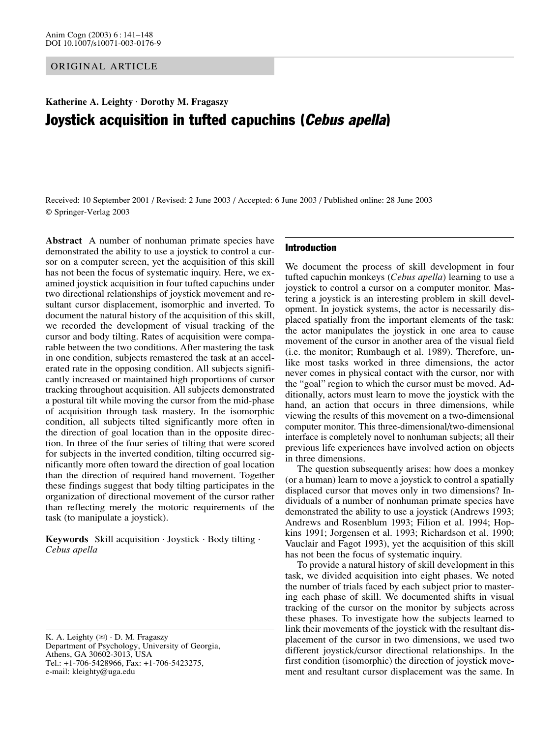ORIGINAL ARTICLE

**Katherine A. Leighty · Dorothy M. Fragaszy**

# Joystick acquisition in tufted capuchins (*Cebus apella*)

Received: 10 September 2001 / Revised: 2 June 2003 / Accepted: 6 June 2003 / Published online: 28 June 2003
© Springer-Verlag 2003

**Abstract** A number of nonhuman primate species have demonstrated the ability to use a joystick to control a cursor on a computer screen, yet the acquisition of this skill has not been the focus of systematic inquiry. Here, we examined joystick acquisition in four tufted capuchins under two directional relationships of joystick movement and resultant cursor displacement, isomorphic and inverted. To document the natural history of the acquisition of this skill, we recorded the development of visual tracking of the cursor and body tilting. Rates of acquisition were comparable between the two conditions. After mastering the task in one condition, subjects remastered the task at an accelerated rate in the opposing condition. All subjects significantly increased or maintained high proportions of cursor tracking throughout acquisition. All subjects demonstrated a postural tilt while moving the cursor from the mid-phase of acquisition through task mastery. In the isomorphic condition, all subjects tilted significantly more often in the direction of goal location than in the opposite direction. In three of the four series of tilting that were scored for subjects in the inverted condition, tilting occurred significantly more often toward the direction of goal location than the direction of required hand movement. Together these findings suggest that body tilting participates in the organization of directional movement of the cursor rather than reflecting merely the motoric requirements of the task (to manipulate a joystick).

**Keywords** Skill acquisition · Joystick · Body tilting · *Cebus apella*

K. A. Leighty (✉) · D. M. Fragaszy
Department of Psychology, University of Georgia,
Athens, GA 30602-3013, USA
Tel.: +1-706-5428966, Fax: +1-706-5423275,
e-mail: kleighty@uga.edu

## Introduction

We document the process of skill development in four tufted capuchin monkeys (*Cebus apella*) learning to use a joystick to control a cursor on a computer monitor. Mastering a joystick is an interesting problem in skill development. In joystick systems, the actor is necessarily displaced spatially from the important elements of the task: the actor manipulates the joystick in one area to cause movement of the cursor in another area of the visual field (i.e. the monitor; Rumbaugh et al. 1989). Therefore, unlike most tasks worked in three dimensions, the actor never comes in physical contact with the cursor, nor with the "goal" region to which the cursor must be moved. Additionally, actors must learn to move the joystick with the hand, an action that occurs in three dimensions, while viewing the results of this movement on a two-dimensional computer monitor. This three-dimensional/two-dimensional interface is completely novel to nonhuman subjects; all their previous life experiences have involved action on objects in three dimensions.

The question subsequently arises: how does a monkey (or a human) learn to move a joystick to control a spatially displaced cursor that moves only in two dimensions? Individuals of a number of nonhuman primate species have demonstrated the ability to use a joystick (Andrews 1993; Andrews and Rosenblum 1993; Filion et al. 1994; Hopkins 1991; Jorgensen et al. 1993; Richardson et al. 1990; Vauclair and Fagot 1993), yet the acquisition of this skill has not been the focus of systematic inquiry.

To provide a natural history of skill development in this task, we divided acquisition into eight phases. We noted the number of trials faced by each subject prior to mastering each phase of skill. We documented shifts in visual tracking of the cursor on the monitor by subjects across these phases. To investigate how the subjects learned to link their movements of the joystick with the resultant displacement of the cursor in two dimensions, we used two different joystick/cursor directional relationships. In the first condition (isomorphic) the direction of joystick movement and resultant cursor displacement was the same. In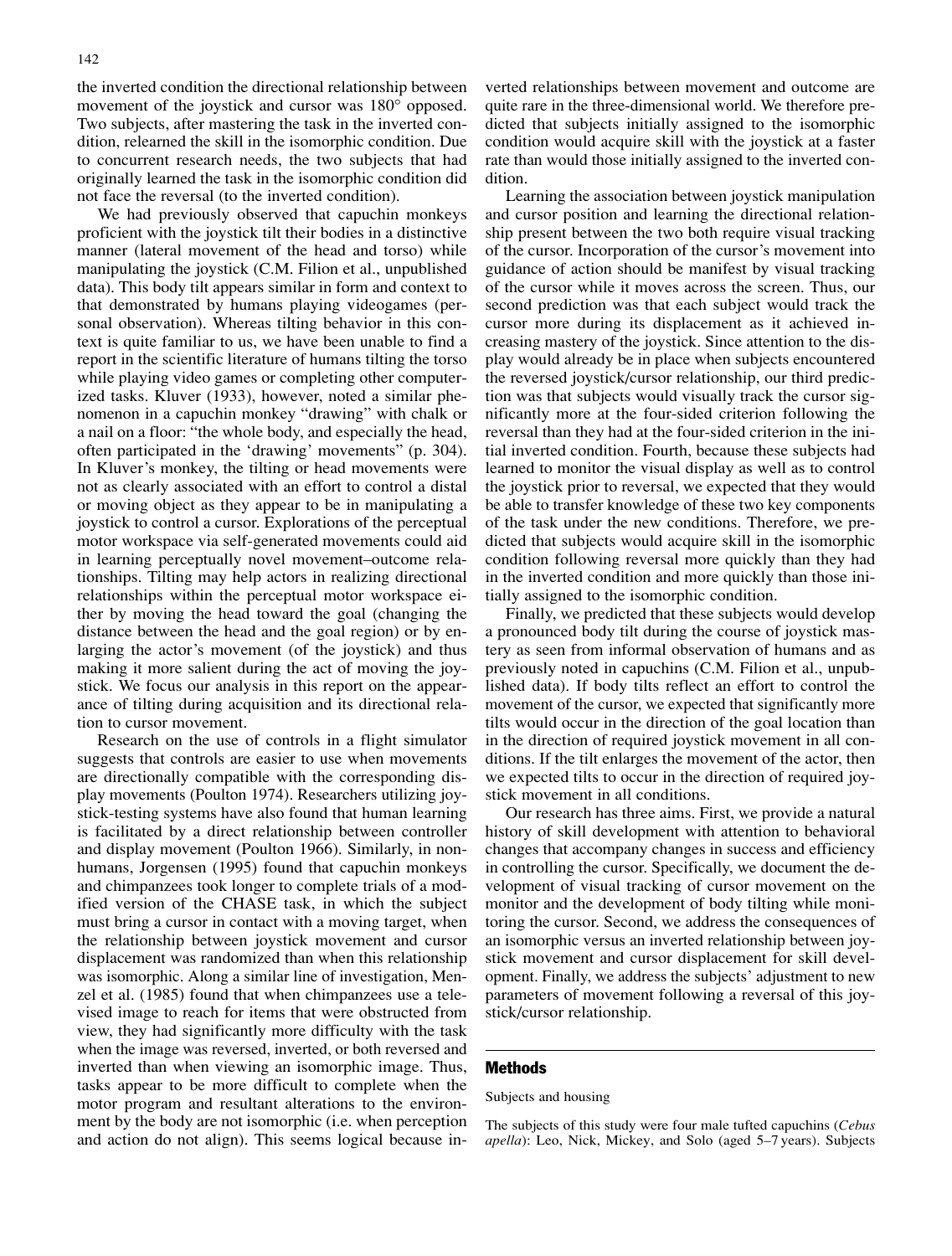the inverted condition the directional relationship between movement of the joystick and cursor was 180° opposed. Two subjects, after mastering the task in the inverted condition, relearned the skill in the isomorphic condition. Due to concurrent research needs, the two subjects that had originally learned the task in the isomorphic condition did not face the reversal (to the inverted condition).

We had previously observed that capuchin monkeys proficient with the joystick tilt their bodies in a distinctive manner (lateral movement of the head and torso) while manipulating the joystick (C.M. Filion et al., unpublished data). This body tilt appears similar in form and context to that demonstrated by humans playing videogames (personal observation). Whereas tilting behavior in this context is quite familiar to us, we have been unable to find a report in the scientific literature of humans tilting the torso while playing video games or completing other computerized tasks. Kluver (1933), however, noted a similar phenomenon in a capuchin monkey "drawing" with chalk or a nail on a floor: "the whole body, and especially the head, often participated in the 'drawing' movements" (p. 304). In Kluver's monkey, the tilting or head movements were not as clearly associated with an effort to control a distal or moving object as they appear to be in manipulating a joystick to control a cursor. Explorations of the perceptual motor workspace via self-generated movements could aid in learning perceptually novel movement–outcome relationships. Tilting may help actors in realizing directional relationships within the perceptual motor workspace either by moving the head toward the goal (changing the distance between the head and the goal region) or by enlarging the actor's movement (of the joystick) and thus making it more salient during the act of moving the joystick. We focus our analysis in this report on the appearance of tilting during acquisition and its directional relation to cursor movement.

Research on the use of controls in a flight simulator suggests that controls are easier to use when movements are directionally compatible with the corresponding display movements (Poulton 1974). Researchers utilizing joystick-testing systems have also found that human learning is facilitated by a direct relationship between controller and display movement (Poulton 1966). Similarly, in nonhumans, Jorgensen (1995) found that capuchin monkeys and chimpanzees took longer to complete trials of a modified version of the CHASE task, in which the subject must bring a cursor in contact with a moving target, when the relationship between joystick movement and cursor displacement was randomized than when this relationship was isomorphic. Along a similar line of investigation, Menzel et al. (1985) found that when chimpanzees use a televised image to reach for items that were obstructed from view, they had significantly more difficulty with the task when the image was reversed, inverted, or both reversed and inverted than when viewing an isomorphic image. Thus, tasks appear to be more difficult to complete when the motor program and resultant alterations to the environment by the body are not isomorphic (i.e. when perception and action do not align). This seems logical because inverted relationships between movement and outcome are quite rare in the three-dimensional world. We therefore predicted that subjects initially assigned to the isomorphic condition would acquire skill with the joystick at a faster rate than would those initially assigned to the inverted condition.

Learning the association between joystick manipulation and cursor position and learning the directional relationship present between the two both require visual tracking of the cursor. Incorporation of the cursor's movement into guidance of action should be manifest by visual tracking of the cursor while it moves across the screen. Thus, our second prediction was that each subject would track the cursor more during its displacement as it achieved increasing mastery of the joystick. Since attention to the display would already be in place when subjects encountered the reversed joystick/cursor relationship, our third prediction was that subjects would visually track the cursor significantly more at the four-sided criterion following the reversal than they had at the four-sided criterion in the initial inverted condition. Fourth, because these subjects had learned to monitor the visual display as well as to control the joystick prior to reversal, we expected that they would be able to transfer knowledge of these two key components of the task under the new conditions. Therefore, we predicted that subjects would acquire skill in the isomorphic condition following reversal more quickly than they had in the inverted condition and more quickly than those initially assigned to the isomorphic condition.

Finally, we predicted that these subjects would develop a pronounced body tilt during the course of joystick mastery as seen from informal observation of humans and as previously noted in capuchins (C.M. Filion et al., unpublished data). If body tilts reflect an effort to control the movement of the cursor, we expected that significantly more tilts would occur in the direction of the goal location than in the direction of required joystick movement in all conditions. If the tilt enlarges the movement of the actor, then we expected tilts to occur in the direction of required joystick movement in all conditions.

Our research has three aims. First, we provide a natural history of skill development with attention to behavioral changes that accompany changes in success and efficiency in controlling the cursor. Specifically, we document the development of visual tracking of cursor movement on the monitor and the development of body tilting while monitoring the cursor. Second, we address the consequences of an isomorphic versus an inverted relationship between joystick movement and cursor displacement for skill development. Finally, we address the subjects' adjustment to new parameters of movement following a reversal of this joystick/cursor relationship.

## Methods

### Subjects and housing

The subjects of this study were four male tufted capuchins (*Cebus apella*): Leo, Nick, Mickey, and Solo (aged 5–7 years). Subjects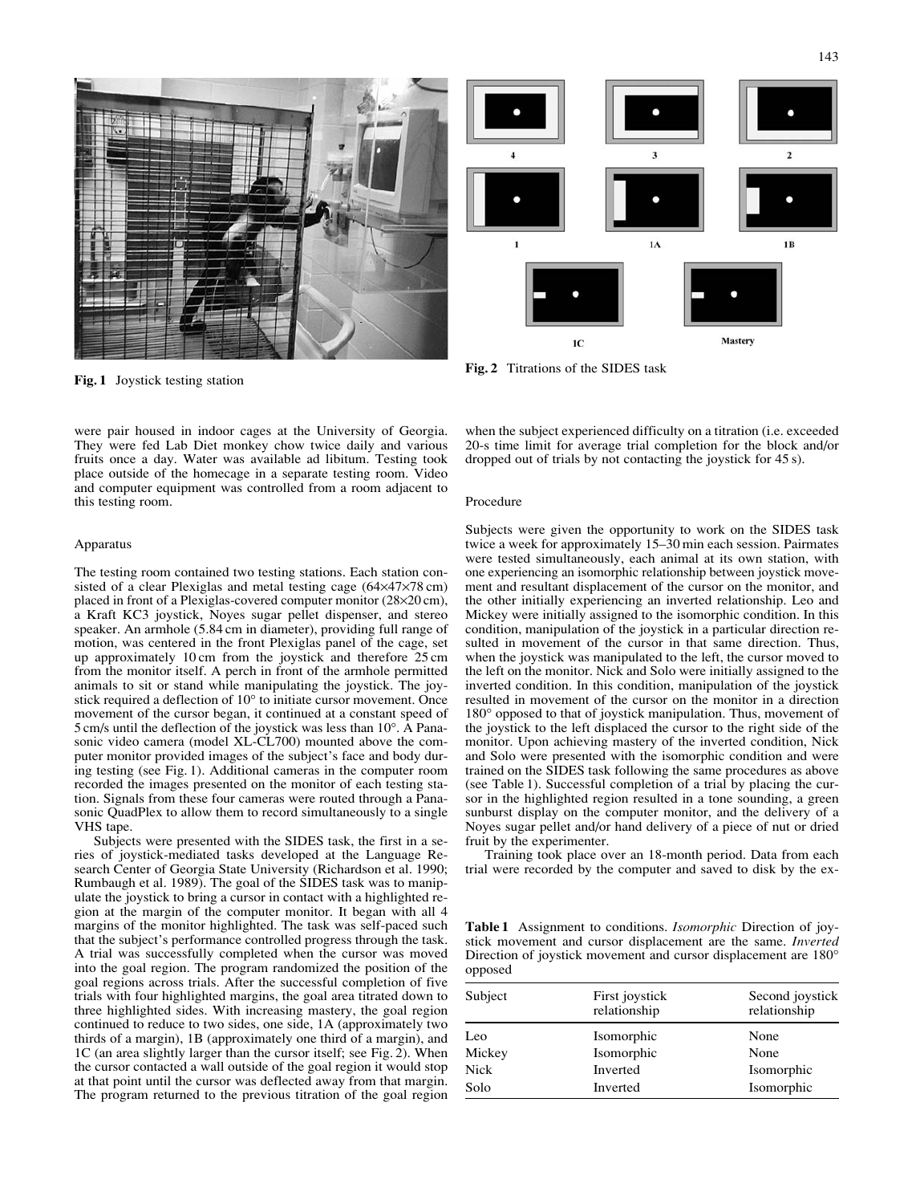Fig. 1 Joystick testing station

Fig. 2 Titrations of the SIDES task

were pair housed in indoor cages at the University of Georgia. They were fed Lab Diet monkey chow twice daily and various fruits once a day. Water was available ad libitum. Testing took place outside of the homecage in a separate testing room. Video and computer equipment was controlled from a room adjacent to this testing room.

## Apparatus

The testing room contained two testing stations. Each station consisted of a clear Plexiglas and metal testing cage (64×47×78 cm) placed in front of a Plexiglas-covered computer monitor (28×20 cm), a Kraft KC3 joystick, Noyes sugar pellet dispenser, and stereo speaker. An armhole (5.84 cm in diameter), providing full range of motion, was centered in the front Plexiglas panel of the cage, set up approximately 10 cm from the joystick and therefore 25 cm from the monitor itself. A perch in front of the armhole permitted animals to sit or stand while manipulating the joystick. The joystick required a deflection of 10° to initiate cursor movement. Once movement of the cursor began, it continued at a constant speed of 5 cm/s until the deflection of the joystick was less than 10°. A Panasonic video camera (model XL-CL700) mounted above the computer monitor provided images of the subject's face and body during testing (see Fig. 1). Additional cameras in the computer room recorded the images presented on the monitor of each testing station. Signals from these four cameras were routed through a Panasonic QuadPlex to allow them to record simultaneously to a single VHS tape.

Subjects were presented with the SIDES task, the first in a series of joystick-mediated tasks developed at the Language Research Center of Georgia State University (Richardson et al. 1990; Rumbaugh et al. 1989). The goal of the SIDES task was to manipulate the joystick to bring a cursor in contact with a highlighted region at the margin of the computer monitor. It began with all 4 margins of the monitor highlighted. The task was self-paced such that the subject's performance controlled progress through the task. A trial was successfully completed when the cursor was moved into the goal region. The program randomized the position of the goal regions across trials. After the successful completion of five trials with four highlighted margins, the goal area titrated down to three highlighted sides. With increasing mastery, the goal region continued to reduce to two sides, one side, 1A (approximately two thirds of a margin), 1B (approximately one third of a margin), and 1C (an area slightly larger than the cursor itself; see Fig. 2). When the cursor contacted a wall outside of the goal region it would stop at that point until the cursor was deflected away from that margin. The program returned to the previous titration of the goal region when the subject experienced difficulty on a titration (i.e. exceeded 20-s time limit for average trial completion for the block and/or dropped out of trials by not contacting the joystick for 45 s).

## Procedure

Subjects were given the opportunity to work on the SIDES task twice a week for approximately 15–30 min each session. Pairmates were tested simultaneously, each animal at its own station, with one experiencing an isomorphic relationship between joystick movement and resultant displacement of the cursor on the monitor, and the other initially experiencing an inverted relationship. Leo and Mickey were initially assigned to the isomorphic condition. In this condition, manipulation of the joystick in a particular direction resulted in movement of the cursor in that same direction. Thus, when the joystick was manipulated to the left, the cursor moved to the left on the monitor. Nick and Solo were initially assigned to the inverted condition. In this condition, manipulation of the joystick resulted in movement of the cursor on the monitor in a direction 180° opposed to that of joystick manipulation. Thus, movement of the joystick to the left displaced the cursor to the right side of the monitor. Upon achieving mastery of the inverted condition, Nick and Solo were presented with the isomorphic condition and were trained on the SIDES task following the same procedures as above (see Table 1). Successful completion of a trial by placing the cursor in the highlighted region resulted in a tone sounding, a green sunburst display on the computer monitor, and the delivery of a Noyes sugar pellet and/or hand delivery of a piece of nut or dried fruit by the experimenter.

Training took place over an 18-month period. Data from each trial were recorded by the computer and saved to disk by the ex-

**Table 1** Assignment to conditions. *Isomorphic* Direction of joystick movement and cursor displacement are the same. *Inverted* Direction of joystick movement and cursor displacement are 180° opposed

| Subject | First joystick relationship | Second joystick relationship |
|---|---|---|
| Leo | Isomorphic | None |
| Mickey | Isomorphic | None |
| Nick | Inverted | Isomorphic |
| Solo | Inverted | Isomorphic |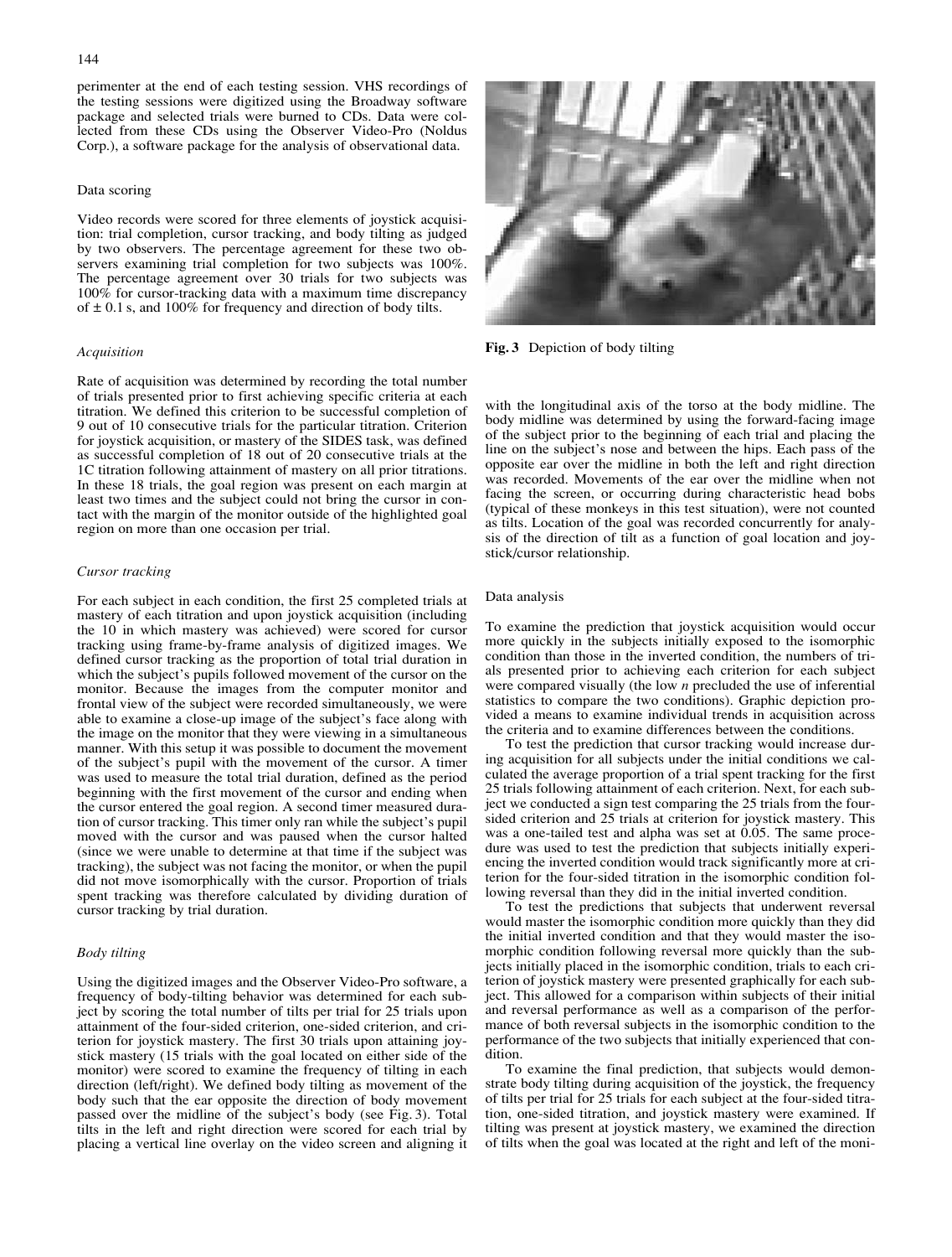perimenter at the end of each testing session. VHS recordings of the testing sessions were digitized using the Broadway software package and selected trials were burned to CDs. Data were collected from these CDs using the Observer Video-Pro (Noldus Corp.), a software package for the analysis of observational data.

## Data scoring

Video records were scored for three elements of joystick acquisition: trial completion, cursor tracking, and body tilting as judged by two observers. The percentage agreement for these two observers examining trial completion for two subjects was 100%. The percentage agreement over 30 trials for two subjects was 100% for cursor-tracking data with a maximum time discrepancy of ± 0.1 s, and 100% for frequency and direction of body tilts.

### *Acquisition*

Rate of acquisition was determined by recording the total number of trials presented prior to first achieving specific criteria at each titration. We defined this criterion to be successful completion of 9 out of 10 consecutive trials for the particular titration. Criterion for joystick acquisition, or mastery of the SIDES task, was defined as successful completion of 18 out of 20 consecutive trials at the 1C titration following attainment of mastery on all prior titrations. In these 18 trials, the goal region was present on each margin at least two times and the subject could not bring the cursor in contact with the margin of the monitor outside of the highlighted goal region on more than one occasion per trial.

### *Cursor tracking*

For each subject in each condition, the first 25 completed trials at mastery of each titration and upon joystick acquisition (including the 10 in which mastery was achieved) were scored for cursor tracking using frame-by-frame analysis of digitized images. We defined cursor tracking as the proportion of total trial duration in which the subject's pupils followed movement of the cursor on the monitor. Because the images from the computer monitor and frontal view of the subject were recorded simultaneously, we were able to examine a close-up image of the subject's face along with the image on the monitor that they were viewing in a simultaneous manner. With this setup it was possible to document the movement of the subject's pupil with the movement of the cursor. A timer was used to measure the total trial duration, defined as the period beginning with the first movement of the cursor and ending when the cursor entered the goal region. A second timer measured duration of cursor tracking. This timer only ran while the subject's pupil moved with the cursor and was paused when the cursor halted (since we were unable to determine at that time if the subject was tracking), the subject was not facing the monitor, or when the pupil did not move isomorphically with the cursor. Proportion of trials spent tracking was therefore calculated by dividing duration of cursor tracking by trial duration.

### *Body tilting*

Using the digitized images and the Observer Video-Pro software, a frequency of body-tilting behavior was determined for each subject by scoring the total number of tilts per trial for 25 trials upon attainment of the four-sided criterion, one-sided criterion, and criterion for joystick mastery. The first 30 trials upon attaining joystick mastery (15 trials with the goal located on either side of the monitor) were scored to examine the frequency of tilting in each direction (left/right). We defined body tilting as movement of the body such that the ear opposite the direction of body movement passed over the midline of the subject's body (see Fig. 3). Total tilts in the left and right direction were scored for each trial by placing a vertical line overlay on the video screen and aligning it with the longitudinal axis of the torso at the body midline. The body midline was determined by using the forward-facing image of the subject prior to the beginning of each trial and placing the line on the subject's nose and between the hips. Each pass of the opposite ear over the midline in both the left and right direction was recorded. Movements of the ear over the midline when not facing the screen, or occurring during characteristic head bobs (typical of these monkeys in this test situation), were not counted as tilts. Location of the goal was recorded concurrently for analysis of the direction of tilt as a function of goal location and joystick/cursor relationship.

**Fig. 3** Depiction of body tilting

## Data analysis

To examine the prediction that joystick acquisition would occur more quickly in the subjects initially exposed to the isomorphic condition than those in the inverted condition, the numbers of trials presented prior to achieving each criterion for each subject were compared visually (the low *n* precluded the use of inferential statistics to compare the two conditions). Graphic depiction provided a means to examine individual trends in acquisition across the criteria and to examine differences between the conditions.

To test the prediction that cursor tracking would increase during acquisition for all subjects under the initial conditions we calculated the average proportion of a trial spent tracking for the first 25 trials following attainment of each criterion. Next, for each subject we conducted a sign test comparing the 25 trials from the four-sided criterion and 25 trials at criterion for joystick mastery. This was a one-tailed test and alpha was set at 0.05. The same procedure was used to test the prediction that subjects initially experiencing the inverted condition would track significantly more at criterion for the four-sided titration in the isomorphic condition following reversal than they did in the initial inverted condition.

To test the predictions that subjects that underwent reversal would master the isomorphic condition more quickly than they did the initial inverted condition and that they would master the isomorphic condition following reversal more quickly than the subjects initially placed in the isomorphic condition, trials to each criterion of joystick mastery were presented graphically for each subject. This allowed for a comparison within subjects of their initial and reversal performance as well as a comparison of the performance of both reversal subjects in the isomorphic condition to the performance of the two subjects that initially experienced that condition.

To examine the final prediction, that subjects would demonstrate body tilting during acquisition of the joystick, the frequency of tilts per trial for 25 trials for each subject at the four-sided titration, one-sided titration, and joystick mastery were examined. If tilting was present at joystick mastery, we examined the direction of tilts when the goal was located at the right and left of the moni-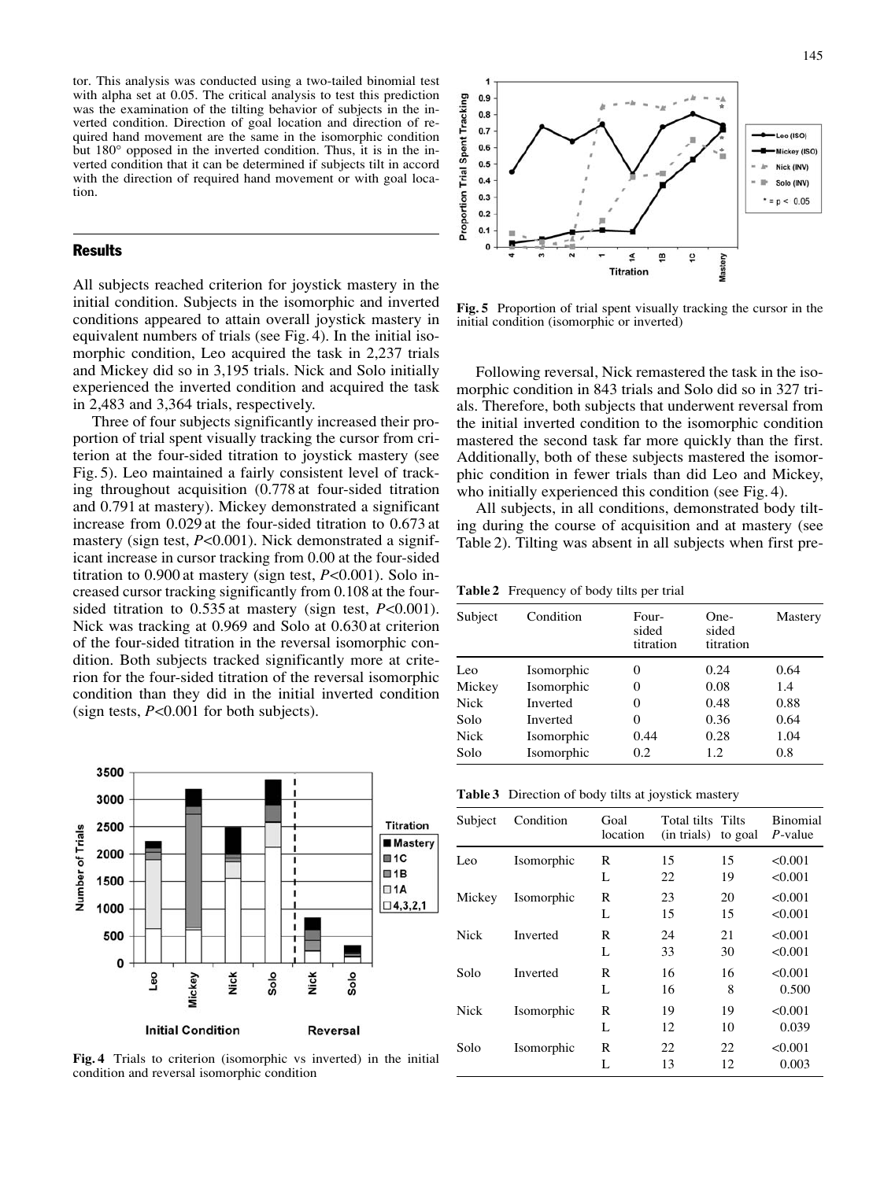tor. This analysis was conducted using a two-tailed binomial test with alpha set at 0.05. The critical analysis to test this prediction was the examination of the tilting behavior of subjects in the inverted condition. Direction of goal location and direction of required hand movement are the same in the isomorphic condition but 180° opposed in the inverted condition. Thus, it is in the inverted condition that it can be determined if subjects tilt in accord with the direction of required hand movement or with goal location.

## Results

All subjects reached criterion for joystick mastery in the initial condition. Subjects in the isomorphic and inverted conditions appeared to attain overall joystick mastery in equivalent numbers of trials (see Fig. 4). In the initial isomorphic condition, Leo acquired the task in 2,237 trials and Mickey did so in 3,195 trials. Nick and Solo initially experienced the inverted condition and acquired the task in 2,483 and 3,364 trials, respectively.

Three of four subjects significantly increased their proportion of trial spent visually tracking the cursor from criterion at the four-sided titration to joystick mastery (see Fig. 5). Leo maintained a fairly consistent level of tracking throughout acquisition (0.778 at four-sided titration and 0.791 at mastery). Mickey demonstrated a significant increase from 0.029 at the four-sided titration to 0.673 at mastery (sign test, $P<0.001$). Nick demonstrated a significant increase in cursor tracking from 0.00 at the four-sided titration to 0.900 at mastery (sign test, $P<0.001$). Solo increased cursor tracking significantly from 0.108 at the four-sided titration to 0.535 at mastery (sign test, $P<0.001$). Nick was tracking at 0.969 and Solo at 0.630 at criterion of the four-sided titration in the reversal isomorphic condition. Both subjects tracked significantly more at criterion for the four-sided titration of the reversal isomorphic condition than they did in the initial inverted condition (sign tests, $P<0.001$ for both subjects).

**Fig. 4** Trials to criterion (isomorphic vs inverted) in the initial condition and reversal isomorphic condition

**Fig. 5** Proportion of trial spent visually tracking the cursor in the initial condition (isomorphic or inverted)

Following reversal, Nick remastered the task in the isomorphic condition in 843 trials and Solo did so in 327 trials. Therefore, both subjects that underwent reversal from the initial inverted condition to the isomorphic condition mastered the second task far more quickly than the first. Additionally, both of these subjects mastered the isomorphic condition in fewer trials than did Leo and Mickey, who initially experienced this condition (see Fig. 4).

All subjects, in all conditions, demonstrated body tilting during the course of acquisition and at mastery (see Table 2). Tilting was absent in all subjects when first pre-

**Table 2** Frequency of body tilts per trial

| Subject | Condition | Four-sided titration | One-sided titration | Mastery |
|---|---|---|---|---|
| Leo | Isomorphic | 0 | 0.24 | 0.64 |
| Mickey | Isomorphic | 0 | 0.08 | 1.4 |
| Nick | Inverted | 0 | 0.48 | 0.88 |
| Solo | Inverted | 0 | 0.36 | 0.64 |
| Nick | Isomorphic | 0.44 | 0.28 | 1.04 |
| Solo | Isomorphic | 0.2 | 1.2 | 0.8 |

**Table 3** Direction of body tilts at joystick mastery

| Subject | Condition | Goal location | Total tilts (in trials) | Tilts to goal | Binomial $P$-value |
|---|---|---|---|---|---|
| Leo | Isomorphic | R | 15 | 15 | <0.001 |
| | | L | 22 | 19 | <0.001 |
| Mickey | Isomorphic | R | 23 | 20 | <0.001 |
| | | L | 15 | 15 | <0.001 |
| Nick | Inverted | R | 24 | 21 | <0.001 |
| | | L | 33 | 30 | <0.001 |
| Solo | Inverted | R | 16 | 16 | <0.001 |
| | | L | 16 | 8 | 0.500 |
| Nick | Isomorphic | R | 19 | 19 | <0.001 |
| | | L | 12 | 10 | 0.039 |
| Solo | Isomorphic | R | 22 | 22 | <0.001 |
| | | L | 13 | 12 | 0.003 |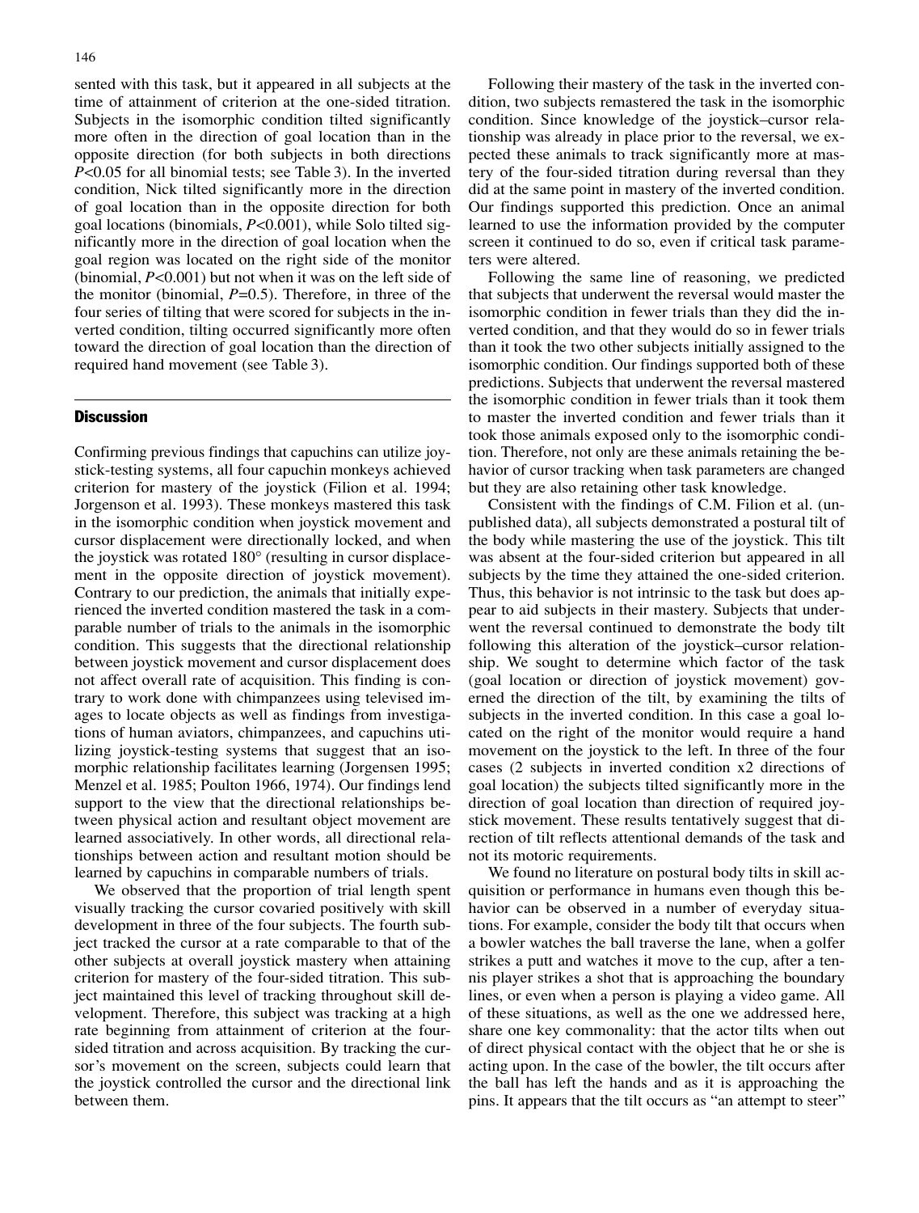sented with this task, but it appeared in all subjects at the time of attainment of criterion at the one-sided titration. Subjects in the isomorphic condition tilted significantly more often in the direction of goal location than in the opposite direction (for both subjects in both directions $P<0.05$ for all binomial tests; see Table 3). In the inverted condition, Nick tilted significantly more in the direction of goal location than in the opposite direction for both goal locations (binomials, $P<0.001$), while Solo tilted significantly more in the direction of goal location when the goal region was located on the right side of the monitor (binomial, $P<0.001$) but not when it was on the left side of the monitor (binomial, $P=0.5$). Therefore, in three of the four series of tilting that were scored for subjects in the inverted condition, tilting occurred significantly more often toward the direction of goal location than the direction of required hand movement (see Table 3).

## Discussion

Confirming previous findings that capuchins can utilize joystick-testing systems, all four capuchin monkeys achieved criterion for mastery of the joystick (Filion et al. 1994; Jorgenson et al. 1993). These monkeys mastered this task in the isomorphic condition when joystick movement and cursor displacement were directionally locked, and when the joystick was rotated 180° (resulting in cursor displacement in the opposite direction of joystick movement). Contrary to our prediction, the animals that initially experienced the inverted condition mastered the task in a comparable number of trials to the animals in the isomorphic condition. This suggests that the directional relationship between joystick movement and cursor displacement does not affect overall rate of acquisition. This finding is contrary to work done with chimpanzees using televised images to locate objects as well as findings from investigations of human aviators, chimpanzees, and capuchins utilizing joystick-testing systems that suggest that an isomorphic relationship facilitates learning (Jorgensen 1995; Menzel et al. 1985; Poulton 1966, 1974). Our findings lend support to the view that the directional relationships between physical action and resultant object movement are learned associatively. In other words, all directional relationships between action and resultant motion should be learned by capuchins in comparable numbers of trials.

We observed that the proportion of trial length spent visually tracking the cursor covaried positively with skill development in three of the four subjects. The fourth subject tracked the cursor at a rate comparable to that of the other subjects at overall joystick mastery when attaining criterion for mastery of the four-sided titration. This subject maintained this level of tracking throughout skill development. Therefore, this subject was tracking at a high rate beginning from attainment of criterion at the four-sided titration and across acquisition. By tracking the cursor's movement on the screen, subjects could learn that the joystick controlled the cursor and the directional link between them.

Following their mastery of the task in the inverted condition, two subjects remastered the task in the isomorphic condition. Since knowledge of the joystick–cursor relationship was already in place prior to the reversal, we expected these animals to track significantly more at mastery of the four-sided titration during reversal than they did at the same point in mastery of the inverted condition. Our findings supported this prediction. Once an animal learned to use the information provided by the computer screen it continued to do so, even if critical task parameters were altered.

Following the same line of reasoning, we predicted that subjects that underwent the reversal would master the isomorphic condition in fewer trials than they did the inverted condition, and that they would do so in fewer trials than it took the two other subjects initially assigned to the isomorphic condition. Our findings supported both of these predictions. Subjects that underwent the reversal mastered the isomorphic condition in fewer trials than it took them to master the inverted condition and fewer trials than it took those animals exposed only to the isomorphic condition. Therefore, not only are these animals retaining the behavior of cursor tracking when task parameters are changed but they are also retaining other task knowledge.

Consistent with the findings of C.M. Filion et al. (unpublished data), all subjects demonstrated a postural tilt of the body while mastering the use of the joystick. This tilt was absent at the four-sided criterion but appeared in all subjects by the time they attained the one-sided criterion. Thus, this behavior is not intrinsic to the task but does appear to aid subjects in their mastery. Subjects that underwent the reversal continued to demonstrate the body tilt following this alteration of the joystick–cursor relationship. We sought to determine which factor of the task (goal location or direction of joystick movement) governed the direction of the tilt, by examining the tilts of subjects in the inverted condition. In this case a goal located on the right of the monitor would require a hand movement on the joystick to the left. In three of the four cases (2 subjects in inverted condition x2 directions of goal location) the subjects tilted significantly more in the direction of goal location than direction of required joystick movement. These results tentatively suggest that direction of tilt reflects attentional demands of the task and not its motoric requirements.

We found no literature on postural body tilts in skill acquisition or performance in humans even though this behavior can be observed in a number of everyday situations. For example, consider the body tilt that occurs when a bowler watches the ball traverse the lane, when a golfer strikes a putt and watches it move to the cup, after a tennis player strikes a shot that is approaching the boundary lines, or even when a person is playing a video game. All of these situations, as well as the one we addressed here, share one key commonality: that the actor tilts when out of direct physical contact with the object that he or she is acting upon. In the case of the bowler, the tilt occurs after the ball has left the hands and as it is approaching the pins. It appears that the tilt occurs as "an attempt to steer"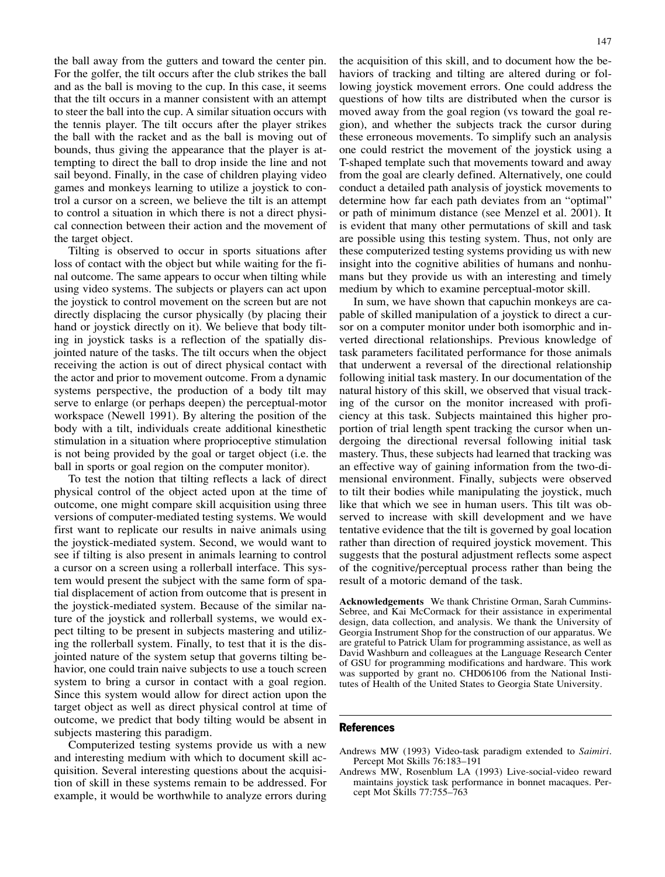the ball away from the gutters and toward the center pin. For the golfer, the tilt occurs after the club strikes the ball and as the ball is moving to the cup. In this case, it seems that the tilt occurs in a manner consistent with an attempt to steer the ball into the cup. A similar situation occurs with the tennis player. The tilt occurs after the player strikes the ball with the racket and as the ball is moving out of bounds, thus giving the appearance that the player is attempting to direct the ball to drop inside the line and not sail beyond. Finally, in the case of children playing video games and monkeys learning to utilize a joystick to control a cursor on a screen, we believe the tilt is an attempt to control a situation in which there is not a direct physical connection between their action and the movement of the target object.

Tilting is observed to occur in sports situations after loss of contact with the object but while waiting for the final outcome. The same appears to occur when tilting while using video systems. The subjects or players can act upon the joystick to control movement on the screen but are not directly displacing the cursor physically (by placing their hand or joystick directly on it). We believe that body tilting in joystick tasks is a reflection of the spatially disjointed nature of the tasks. The tilt occurs when the object receiving the action is out of direct physical contact with the actor and prior to movement outcome. From a dynamic systems perspective, the production of a body tilt may serve to enlarge (or perhaps deepen) the perceptual-motor workspace (Newell 1991). By altering the position of the body with a tilt, individuals create additional kinesthetic stimulation in a situation where proprioceptive stimulation is not being provided by the goal or target object (i.e. the ball in sports or goal region on the computer monitor).

To test the notion that tilting reflects a lack of direct physical control of the object acted upon at the time of outcome, one might compare skill acquisition using three versions of computer-mediated testing systems. We would first want to replicate our results in naive animals using the joystick-mediated system. Second, we would want to see if tilting is also present in animals learning to control a cursor on a screen using a rollerball interface. This system would present the subject with the same form of spatial displacement of action from outcome that is present in the joystick-mediated system. Because of the similar nature of the joystick and rollerball systems, we would expect tilting to be present in subjects mastering and utilizing the rollerball system. Finally, to test that it is the disjointed nature of the system setup that governs tilting behavior, one could train naive subjects to use a touch screen system to bring a cursor in contact with a goal region. Since this system would allow for direct action upon the target object as well as direct physical control at time of outcome, we predict that body tilting would be absent in subjects mastering this paradigm.

Computerized testing systems provide us with a new and interesting medium with which to document skill acquisition. Several interesting questions about the acquisition of skill in these systems remain to be addressed. For example, it would be worthwhile to analyze errors during the acquisition of this skill, and to document how the behaviors of tracking and tilting are altered during or following joystick movement errors. One could address the questions of how tilts are distributed when the cursor is moved away from the goal region (vs toward the goal region), and whether the subjects track the cursor during these erroneous movements. To simplify such an analysis one could restrict the movement of the joystick using a T-shaped template such that movements toward and away from the goal are clearly defined. Alternatively, one could conduct a detailed path analysis of joystick movements to determine how far each path deviates from an "optimal" or path of minimum distance (see Menzel et al. 2001). It is evident that many other permutations of skill and task are possible using this testing system. Thus, not only are these computerized testing systems providing us with new insight into the cognitive abilities of humans and nonhumans but they provide us with an interesting and timely medium by which to examine perceptual-motor skill.

In sum, we have shown that capuchin monkeys are capable of skilled manipulation of a joystick to direct a cursor on a computer monitor under both isomorphic and inverted directional relationships. Previous knowledge of task parameters facilitated performance for those animals that underwent a reversal of the directional relationship following initial task mastery. In our documentation of the natural history of this skill, we observed that visual tracking of the cursor on the monitor increased with proficiency at this task. Subjects maintained this higher proportion of trial length spent tracking the cursor when undergoing the directional reversal following initial task mastery. Thus, these subjects had learned that tracking was an effective way of gaining information from the two-dimensional environment. Finally, subjects were observed to tilt their bodies while manipulating the joystick, much like that which we see in human users. This tilt was observed to increase with skill development and we have tentative evidence that the tilt is governed by goal location rather than direction of required joystick movement. This suggests that the postural adjustment reflects some aspect of the cognitive/perceptual process rather than being the result of a motoric demand of the task.

**Acknowledgements** We thank Christine Orman, Sarah Cummins-Sebree, and Kai McCormack for their assistance in experimental design, data collection, and analysis. We thank the University of Georgia Instrument Shop for the construction of our apparatus. We are grateful to Patrick Ulam for programming assistance, as well as David Washburn and colleagues at the Language Research Center of GSU for programming modifications and hardware. This work was supported by grant no. CHD06106 from the National Institutes of Health of the United States to Georgia State University.

## References

Andrews MW (1993) Video-task paradigm extended to *Saimiri*. Percept Mot Skills 76:183–191

Andrews MW, Rosenblum LA (1993) Live-social-video reward maintains joystick task performance in bonnet macaques. Percept Mot Skills 77:755–763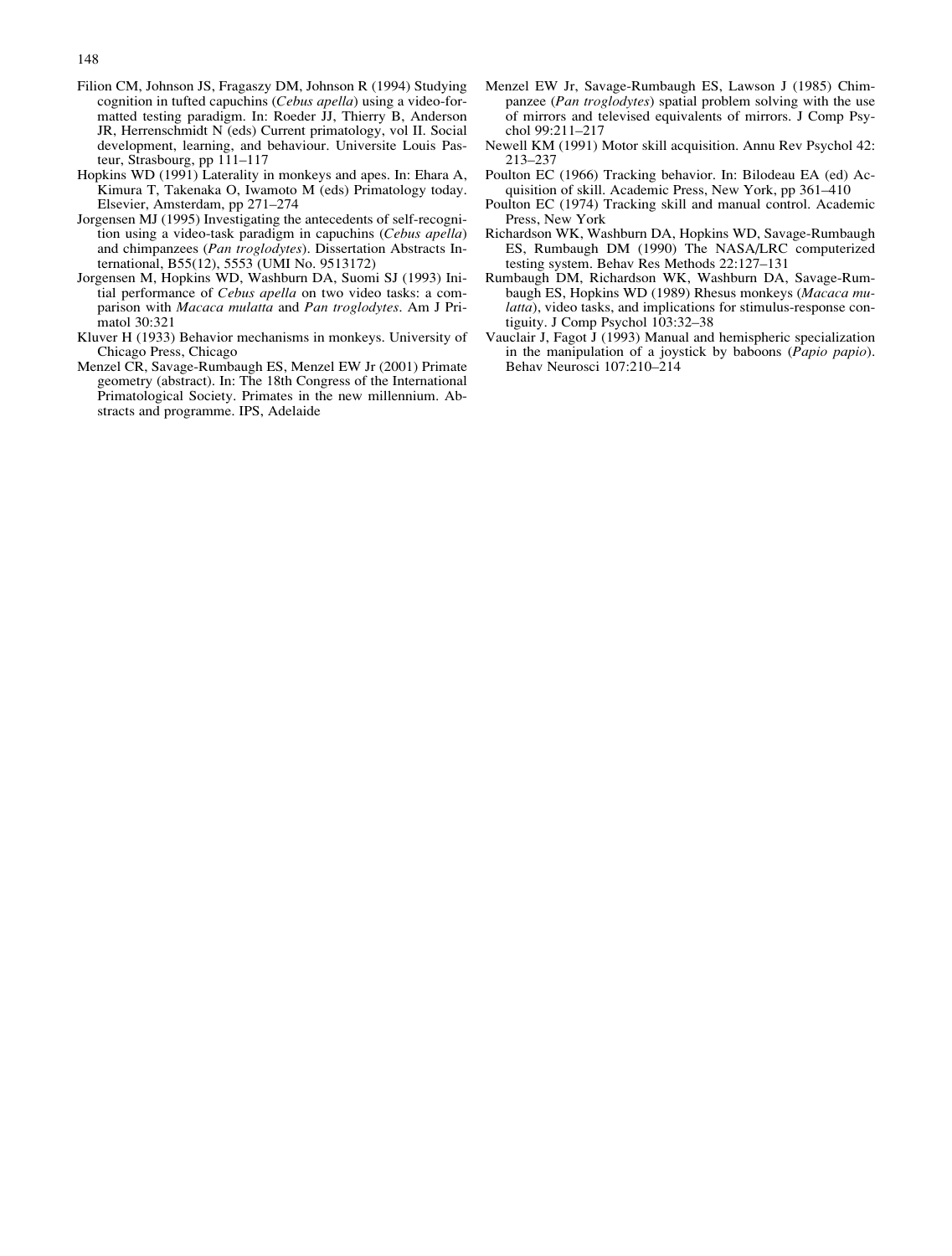Filion CM, Johnson JS, Fragaszy DM, Johnson R (1994) Studying cognition in tufted capuchins (*Cebus apella*) using a video-formatted testing paradigm. In: Roeder JJ, Thierry B, Anderson JR, Herrenschmidt N (eds) Current primatology, vol II. Social development, learning, and behaviour. Universite Louis Pasteur, Strasbourg, pp 111–117

Hopkins WD (1991) Laterality in monkeys and apes. In: Ehara A, Kimura T, Takenaka O, Iwamoto M (eds) Primatology today. Elsevier, Amsterdam, pp 271–274

Jorgensen MJ (1995) Investigating the antecedents of self-recognition using a video-task paradigm in capuchins (*Cebus apella*) and chimpanzees (*Pan troglodytes*). Dissertation Abstracts International, B55(12), 5553 (UMI No. 9513172)

Jorgensen M, Hopkins WD, Washburn DA, Suomi SJ (1993) Initial performance of *Cebus apella* on two video tasks: a comparison with *Macaca mulatta* and *Pan troglodytes*. Am J Primatol 30:321

Kluver H (1933) Behavior mechanisms in monkeys. University of Chicago Press, Chicago

Menzel CR, Savage-Rumbaugh ES, Menzel EW Jr (2001) Primate geometry (abstract). In: The 18th Congress of the International Primatological Society. Primates in the new millennium. Abstracts and programme. IPS, Adelaide

Menzel EW Jr, Savage-Rumbaugh ES, Lawson J (1985) Chimpanzee (*Pan troglodytes*) spatial problem solving with the use of mirrors and televised equivalents of mirrors. J Comp Psychol 99:211–217

Newell KM (1991) Motor skill acquisition. Annu Rev Psychol 42: 213–237

Poulton EC (1966) Tracking behavior. In: Bilodeau EA (ed) Acquisition of skill. Academic Press, New York, pp 361–410

Poulton EC (1974) Tracking skill and manual control. Academic Press, New York

Richardson WK, Washburn DA, Hopkins WD, Savage-Rumbaugh ES, Rumbaugh DM (1990) The NASA/LRC computerized testing system. Behav Res Methods 22:127–131

Rumbaugh DM, Richardson WK, Washburn DA, Savage-Rumbaugh ES, Hopkins WD (1989) Rhesus monkeys (*Macaca mulatta*), video tasks, and implications for stimulus-response contiguity. J Comp Psychol 103:32–38

Vauclair J, Fagot J (1993) Manual and hemispheric specialization in the manipulation of a joystick by baboons (*Papio papio*). Behav Neurosci 107:210–214